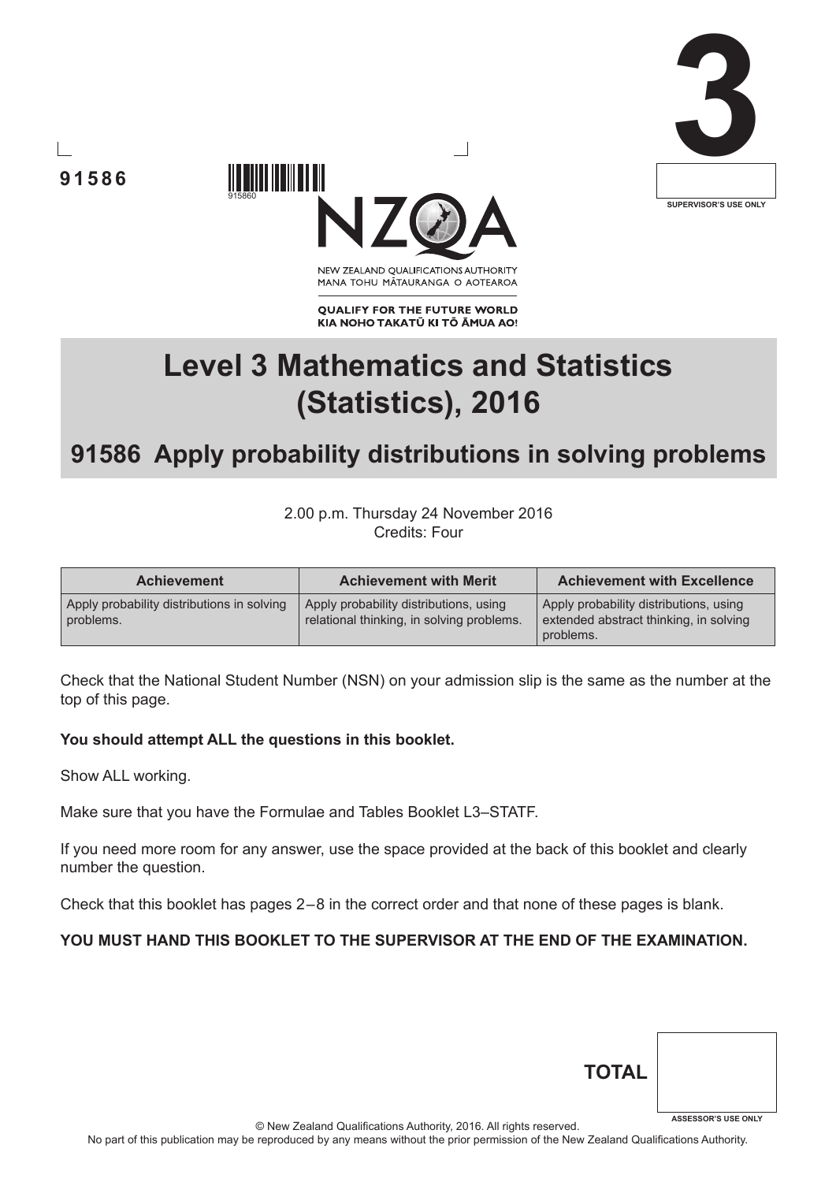91586

NEW ZEALAND QUALIFICATIONS AUTHORITY
MANA TOHU MĀTAURANGA O AOTEAROA

QUALIFY FOR THE FUTURE WORLD
KIA NOHO TAKATŪ KI TŌ ĀMUA AO!

3

SUPERVISOR'S USE ONLY

# Level 3 Mathematics and Statistics (Statistics), 2016

## 91586 Apply probability distributions in solving problems

2.00 p.m. Thursday 24 November 2016
Credits: Four

| Achievement | Achievement with Merit | Achievement with Excellence |
|---|---|---|
| Apply probability distributions in solving problems. | Apply probability distributions, using relational thinking, in solving problems. | Apply probability distributions, using extended abstract thinking, in solving problems. |

Check that the National Student Number (NSN) on your admission slip is the same as the number at the top of this page.

**You should attempt ALL the questions in this booklet.**

Show ALL working.

Make sure that you have the Formulae and Tables Booklet L3–STATF.

If you need more room for any answer, use the space provided at the back of this booklet and clearly number the question.

Check that this booklet has pages 2–8 in the correct order and that none of these pages is blank.

**YOU MUST HAND THIS BOOKLET TO THE SUPERVISOR AT THE END OF THE EXAMINATION.**

**TOTAL**

ASSESSOR'S USE ONLY

© New Zealand Qualifications Authority, 2016. All rights reserved.
No part of this publication may be reproduced by any means without the prior permission of the New Zealand Qualifications Authority.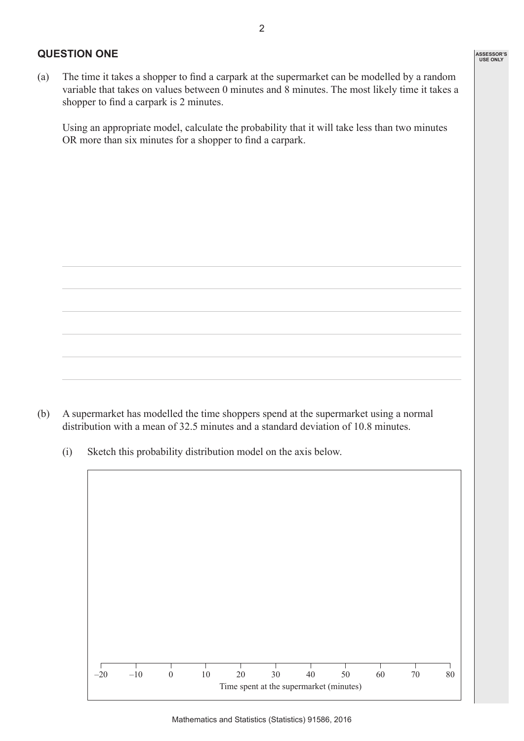## QUESTION ONE

(a) The time it takes a shopper to find a carpark at the supermarket can be modelled by a random variable that takes on values between 0 minutes and 8 minutes. The most likely time it takes a shopper to find a carpark is 2 minutes.

Using an appropriate model, calculate the probability that it will take less than two minutes OR more than six minutes for a shopper to find a carpark.

(b) A supermarket has modelled the time shoppers spend at the supermarket using a normal distribution with a mean of 32.5 minutes and a standard deviation of 10.8 minutes.

(i) Sketch this probability distribution model on the axis below.

–20 –10 0 10 20 30 40 50 60 70 80

Time spent at the supermarket (minutes)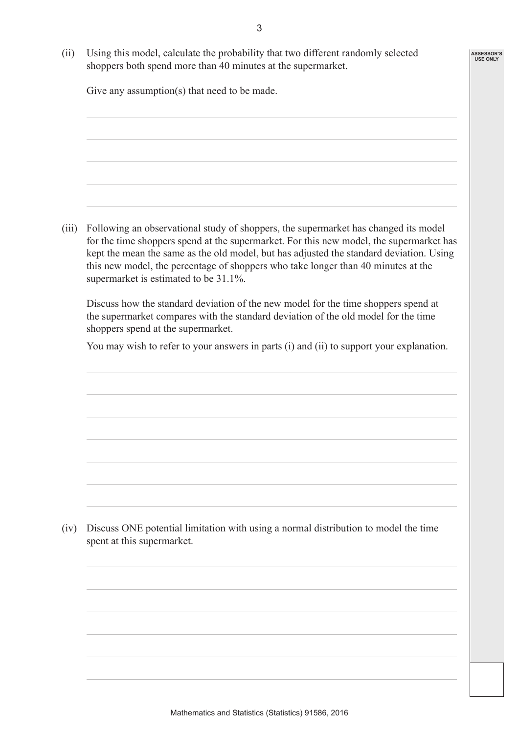(ii) Using this model, calculate the probability that two different randomly selected shoppers both spend more than 40 minutes at the supermarket.

Give any assumption(s) that need to be made.

(iii) Following an observational study of shoppers, the supermarket has changed its model for the time shoppers spend at the supermarket. For this new model, the supermarket has kept the mean the same as the old model, but has adjusted the standard deviation. Using this new model, the percentage of shoppers who take longer than 40 minutes at the supermarket is estimated to be 31.1%.

Discuss how the standard deviation of the new model for the time shoppers spend at the supermarket compares with the standard deviation of the old model for the time shoppers spend at the supermarket.

You may wish to refer to your answers in parts (i) and (ii) to support your explanation.

(iv) Discuss ONE potential limitation with using a normal distribution to model the time spent at this supermarket.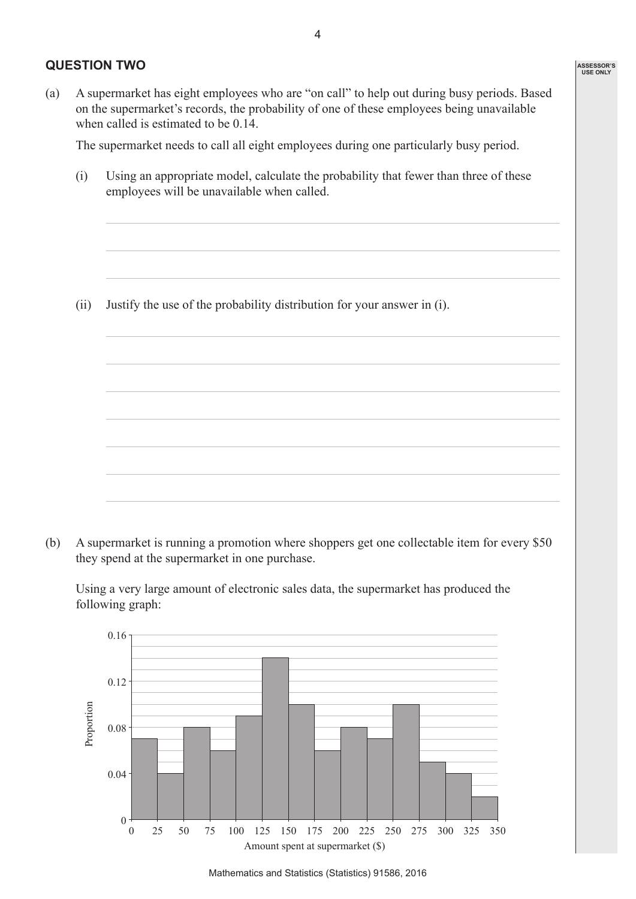## QUESTION TWO

(a) A supermarket has eight employees who are "on call" to help out during busy periods. Based on the supermarket's records, the probability of one of these employees being unavailable when called is estimated to be 0.14.

The supermarket needs to call all eight employees during one particularly busy period.

(i) Using an appropriate model, calculate the probability that fewer than three of these employees will be unavailable when called.

(ii) Justify the use of the probability distribution for your answer in (i).

(b) A supermarket is running a promotion where shoppers get one collectable item for every \$50 they spend at the supermarket in one purchase.

Using a very large amount of electronic sales data, the supermarket has produced the following graph:

| Amount spent at supermarket (\$) | Proportion |
| --- | --- |
| 0–25 | 0.07 |
| 25–50 | 0.04 |
| 50–75 | 0.08 |
| 75–100 | 0.06 |
| 100–125 | 0.09 |
| 125–150 | 0.14 |
| 150–175 | 0.10 |
| 175–200 | 0.06 |
| 200–225 | 0.08 |
| 225–250 | 0.07 |
| 250–275 | 0.10 |
| 275–300 | 0.05 |
| 300–325 | 0.04 |
| 325–350 | 0.02 |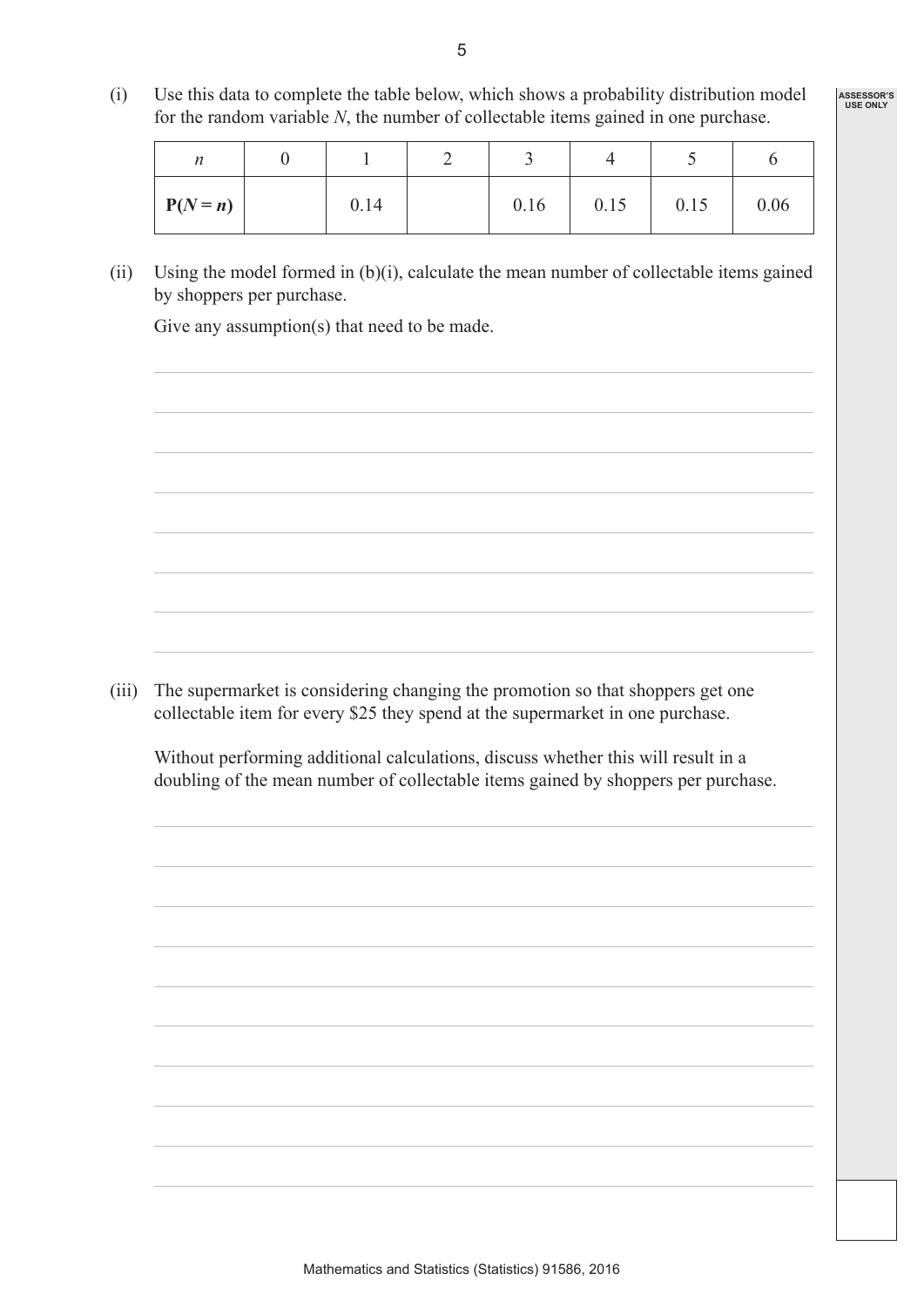(i) Use this data to complete the table below, which shows a probability distribution model for the random variable $N$, the number of collectable items gained in one purchase.

| $n$ | 0 | 1 | 2 | 3 | 4 | 5 | 6 |
|---|---|---|---|---|---|---|---|
| **P($N = n$)** | | 0.14 | | 0.16 | 0.15 | 0.15 | 0.06 |

(ii) Using the model formed in (b)(i), calculate the mean number of collectable items gained by shoppers per purchase.

Give any assumption(s) that need to be made.

(iii) The supermarket is considering changing the promotion so that shoppers get one collectable item for every \$25 they spend at the supermarket in one purchase.

Without performing additional calculations, discuss whether this will result in a doubling of the mean number of collectable items gained by shoppers per purchase.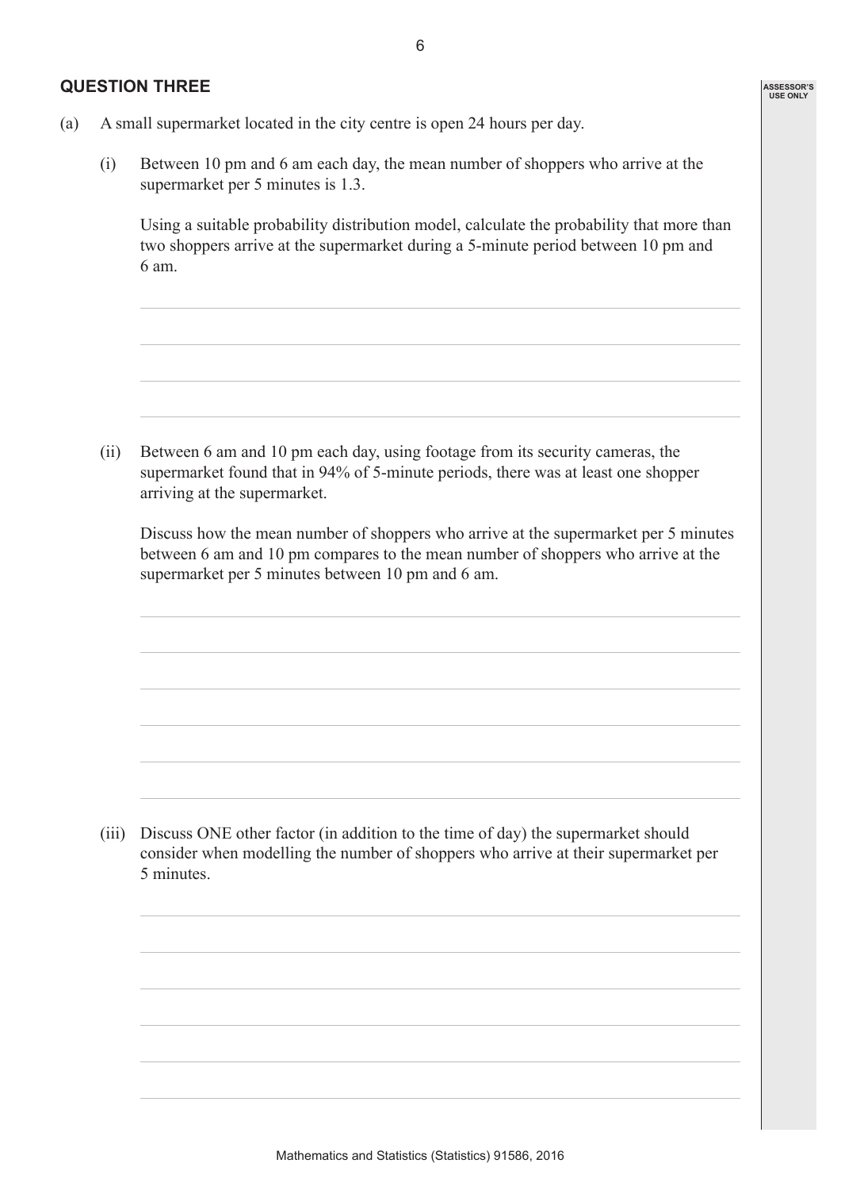## QUESTION THREE

(a) A small supermarket located in the city centre is open 24 hours per day.

(i) Between 10 pm and 6 am each day, the mean number of shoppers who arrive at the supermarket per 5 minutes is 1.3.

Using a suitable probability distribution model, calculate the probability that more than two shoppers arrive at the supermarket during a 5-minute period between 10 pm and 6 am.

(ii) Between 6 am and 10 pm each day, using footage from its security cameras, the supermarket found that in 94% of 5-minute periods, there was at least one shopper arriving at the supermarket.

Discuss how the mean number of shoppers who arrive at the supermarket per 5 minutes between 6 am and 10 pm compares to the mean number of shoppers who arrive at the supermarket per 5 minutes between 10 pm and 6 am.

(iii) Discuss ONE other factor (in addition to the time of day) the supermarket should consider when modelling the number of shoppers who arrive at their supermarket per 5 minutes.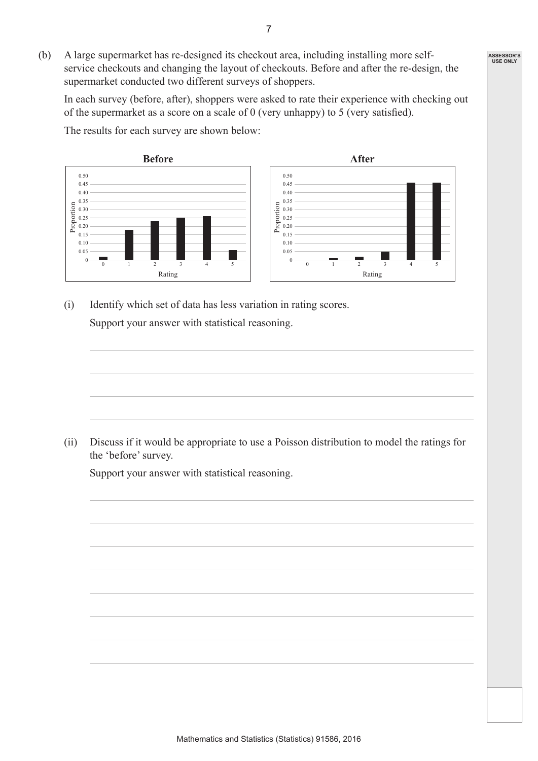(b) A large supermarket has re-designed its checkout area, including installing more self-service checkouts and changing the layout of checkouts. Before and after the re-design, the supermarket conducted two different surveys of shoppers.

In each survey (before, after), shoppers were asked to rate their experience with checking out of the supermarket as a score on a scale of 0 (very unhappy) to 5 (very satisfied).

The results for each survey are shown below:

(i) Identify which set of data has less variation in rating scores.

Support your answer with statistical reasoning.

(ii) Discuss if it would be appropriate to use a Poisson distribution to model the ratings for the 'before' survey.

Support your answer with statistical reasoning.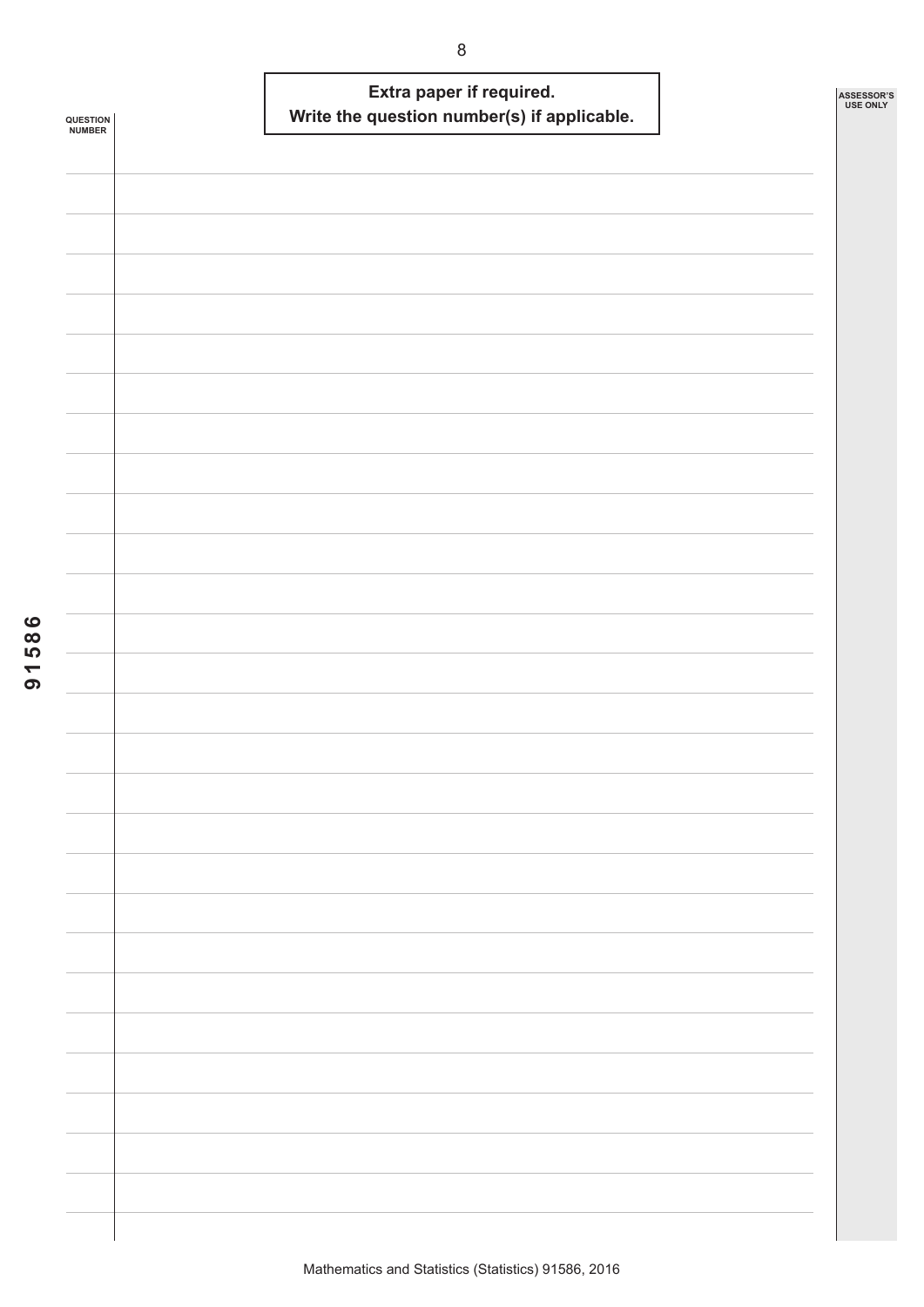**Extra paper if required.**
**Write the question number(s) if applicable.**

QUESTION NUMBER

ASSESSOR'S USE ONLY

91586

Mathematics and Statistics (Statistics) 91586, 2016